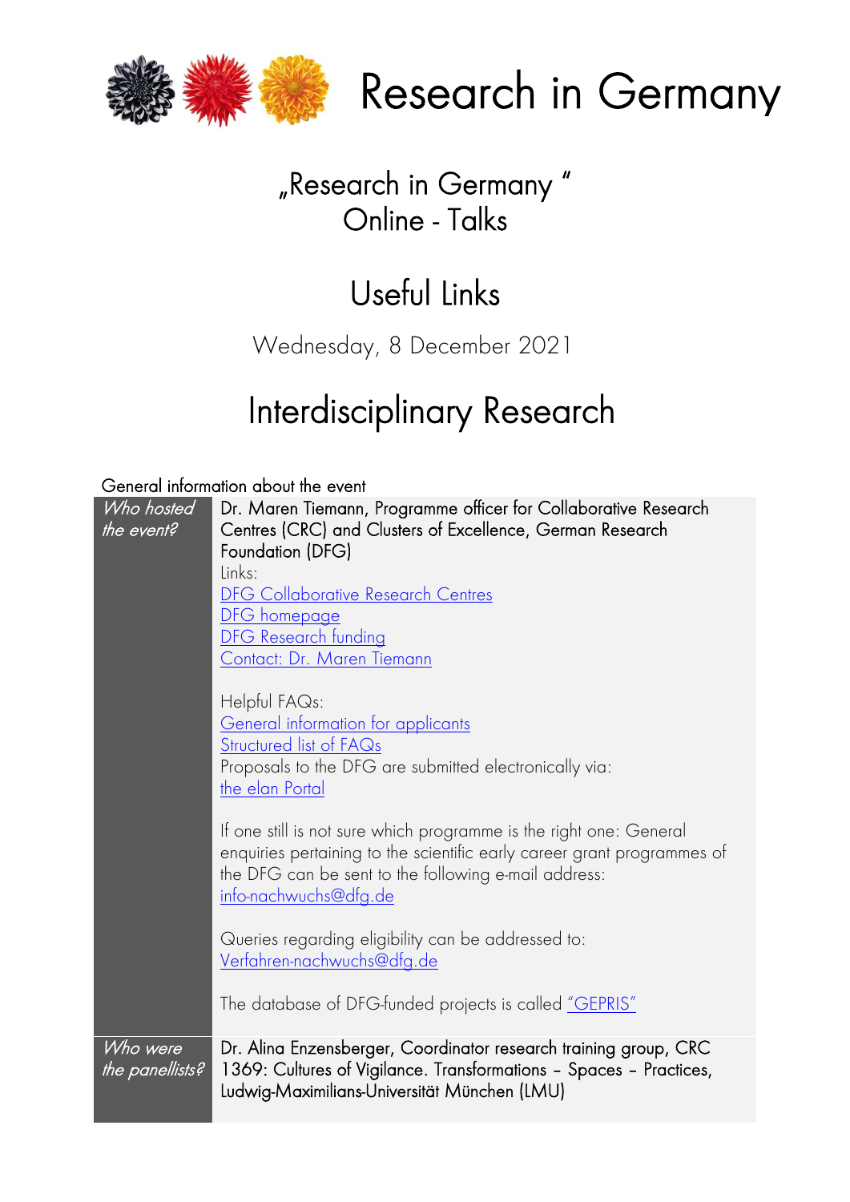# Research in Germany

## „Research in Germany "
## Online - Talks

## Useful Links

Wednesday, 8 December 2021

# Interdisciplinary Research

General information about the event

| *Who hosted the event?* | Dr. Maren Tiemann, Programme officer for Collaborative Research Centres (CRC) and Clusters of Excellence, German Research Foundation (DFG)<br>Links:<br>DFG Collaborative Research Centres<br>DFG homepage<br>DFG Research funding<br>Contact: Dr. Maren Tiemann<br><br>Helpful FAQs:<br>General information for applicants<br>Structured list of FAQs<br>Proposals to the DFG are submitted electronically via:<br>the elan Portal<br><br>If one still is not sure which programme is the right one: General enquiries pertaining to the scientific early career grant programmes of the DFG can be sent to the following e-mail address:<br>info-nachwuchs@dfg.de<br><br>Queries regarding eligibility can be addressed to:<br>Verfahren-nachwuchs@dfg.de<br><br>The database of DFG-funded projects is called "GEPRIS" |
|---|---|
| *Who were the panellists?* | Dr. Alina Enzensberger, Coordinator research training group, CRC 1369: Cultures of Vigilance. Transformations – Spaces – Practices, Ludwig-Maximilians-Universität München (LMU) |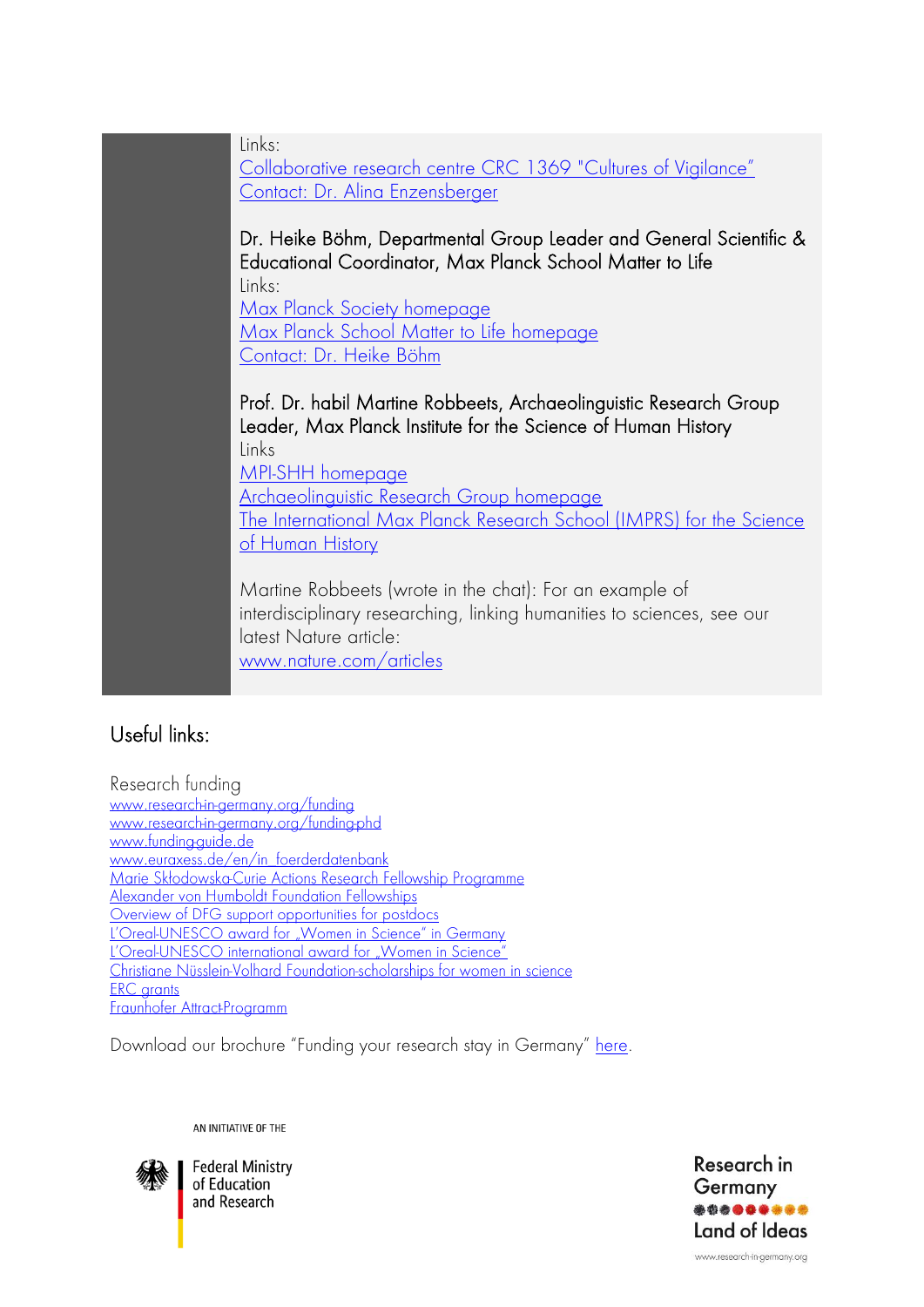Links:
Collaborative research centre CRC 1369 "Cultures of Vigilance"
Contact: Dr. Alina Enzensberger

Dr. Heike Böhm, Departmental Group Leader and General Scientific & Educational Coordinator, Max Planck School Matter to Life
Links:
Max Planck Society homepage
Max Planck School Matter to Life homepage
Contact: Dr. Heike Böhm

Prof. Dr. habil Martine Robbeets, Archaeolinguistic Research Group Leader, Max Planck Institute for the Science of Human History
Links
MPI-SHH homepage
Archaeolinguistic Research Group homepage
The International Max Planck Research School (IMPRS) for the Science of Human History

Martine Robbeets (wrote in the chat): For an example of interdisciplinary researching, linking humanities to sciences, see our latest Nature article:
www.nature.com/articles

## Useful links:

Research funding
www.research-in-germany.org/funding
www.research-in-germany.org/funding-phd
www.funding-guide.de
www.euraxess.de/en/in_foerderdatenbank
Marie Skłodowska-Curie Actions Research Fellowship Programme
Alexander von Humboldt Foundation Fellowships
Overview of DFG support opportunities for postdocs
L'Oreal-UNESCO award for „Women in Science" in Germany
L'Oreal-UNESCO international award for „Women in Science"
Christiane Nüsslein-Volhard Foundation-scholarships for women in science
ERC grants
Fraunhofer Attract-Programm

Download our brochure "Funding your research stay in Germany" here.

AN INITIATIVE OF THE

Federal Ministry of Education and Research

Research in Germany
Land of Ideas
www.research-in-germany.org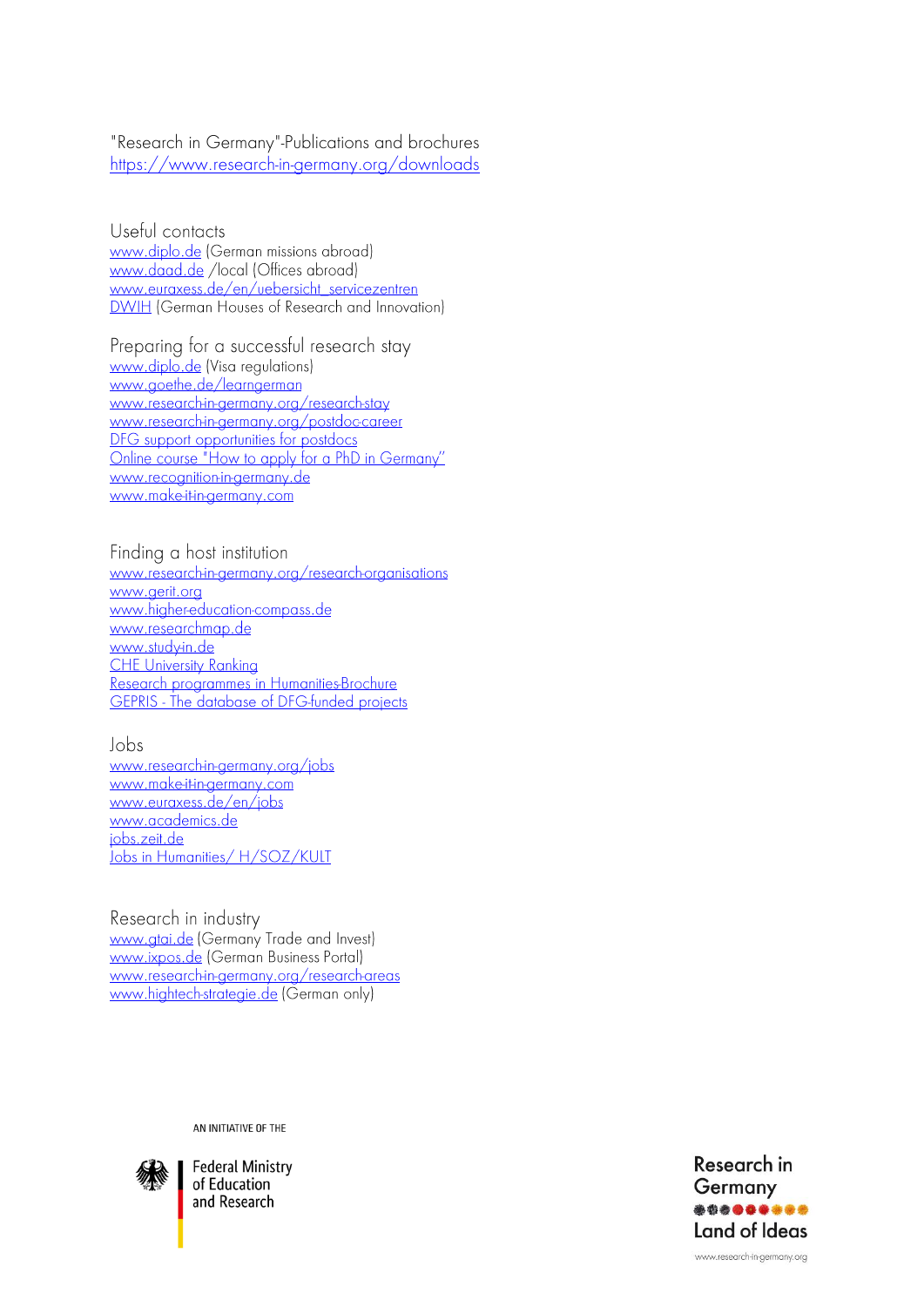"Research in Germany"-Publications and brochures
https://www.research-in-germany.org/downloads

## Useful contacts

www.diplo.de (German missions abroad)
www.daad.de /local (Offices abroad)
www.euraxess.de/en/uebersicht_servicezentren
DWIH (German Houses of Research and Innovation)

## Preparing for a successful research stay

www.diplo.de (Visa regulations)
www.goethe.de/learngerman
www.research-in-germany.org/research-stay
www.research-in-germany.org/postdoc-career
DFG support opportunities for postdocs
Online course "How to apply for a PhD in Germany"
www.recognition-in-germany.de
www.make-it-in-germany.com

## Finding a host institution

www.research-in-germany.org/research-organisations
www.gerit.org
www.higher-education-compass.de
www.researchmap.de
www.study-in.de
CHE University Ranking
Research programmes in Humanities-Brochure
GEPRIS - The database of DFG-funded projects

## Jobs

www.research-in-germany.org/jobs
www.make-it-in-germany.com
www.euraxess.de/en/jobs
www.academics.de
jobs.zeit.de
Jobs in Humanities/ H/SOZ/KULT

## Research in industry

www.gtai.de (Germany Trade and Invest)
www.ixpos.de (German Business Portal)
www.research-in-germany.org/research-areas
www.hightech-strategie.de (German only)

AN INITIATIVE OF THE

Federal Ministry of Education and Research

Research in Germany
Land of Ideas
www.research-in-germany.org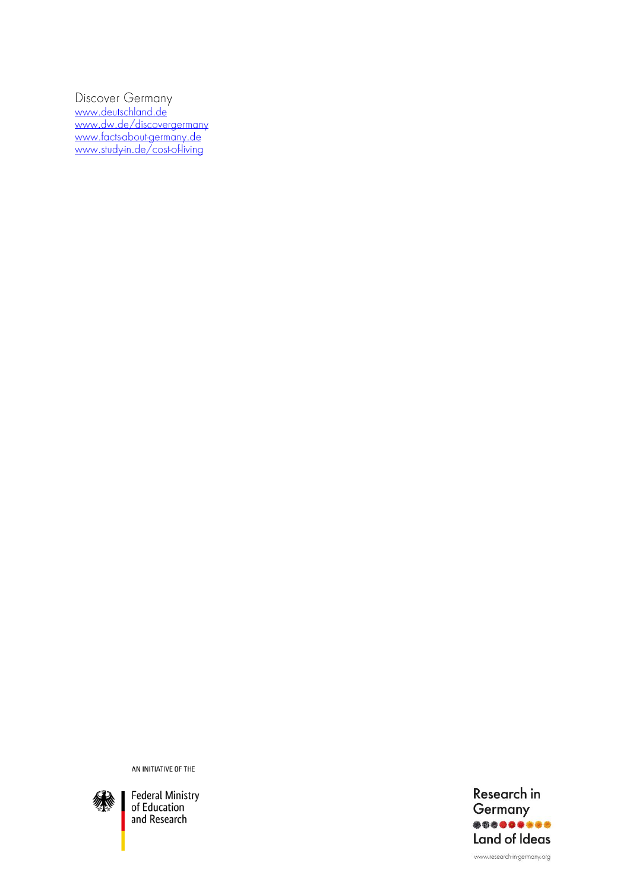Discover Germany
www.deutschland.de
www.dw.de/discovergermany
www.facts-about-germany.de
www.study-in.de/cost-of-living

AN INITIATIVE OF THE

Federal Ministry
of Education
and Research

Research in
Germany
Land of Ideas

www.research-in-germany.org